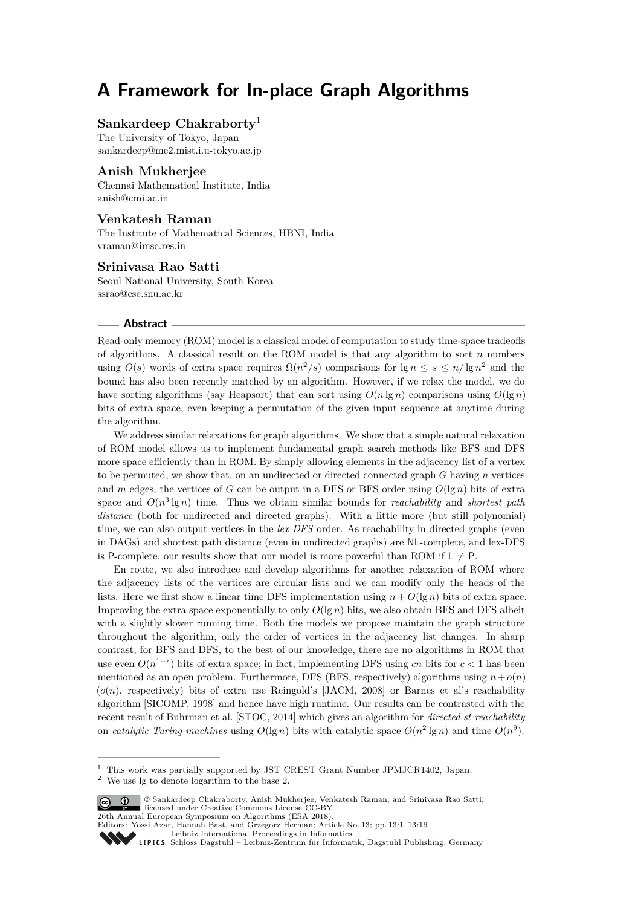# A Framework for In-place Graph Algorithms

**Sankardeep Chakraborty**[1]

The University of Tokyo, Japan
sankardeep@me2.mist.i.u-tokyo.ac.jp

**Anish Mukherjee**

Chennai Mathematical Institute, India
anish@cmi.ac.in

**Venkatesh Raman**

The Institute of Mathematical Sciences, HBNI, India
vraman@imsc.res.in

**Srinivasa Rao Satti**

Seoul National University, South Korea
ssrao@cse.snu.ac.kr

## Abstract

Read-only memory (ROM) model is a classical model of computation to study time-space tradeoffs of algorithms. A classical result on the ROM model is that any algorithm to sort $n$ numbers using $O(s)$ words of extra space requires $\Omega(n^2/s)$ comparisons for $\lg n \le s \le n/\lg n^2$ and the bound has also been recently matched by an algorithm. However, if we relax the model, we do have sorting algorithms (say Heapsort) that can sort using $O(n \lg n)$ comparisons using $O(\lg n)$ bits of extra space, even keeping a permutation of the given input sequence at anytime during the algorithm.

We address similar relaxations for graph algorithms. We show that a simple natural relaxation of ROM model allows us to implement fundamental graph search methods like BFS and DFS more space efficiently than in ROM. By simply allowing elements in the adjacency list of a vertex to be permuted, we show that, on an undirected or directed connected graph $G$ having $n$ vertices and $m$ edges, the vertices of $G$ can be output in a DFS or BFS order using $O(\lg n)$ bits of extra space and $O(n^3 \lg n)$ time. Thus we obtain similar bounds for *reachability* and *shortest path distance* (both for undirected and directed graphs). With a little more (but still polynomial) time, we can also output vertices in the *lex-DFS* order. As reachability in directed graphs (even in DAGs) and shortest path distance (even in undirected graphs) are NL-complete, and lex-DFS is P-complete, our results show that our model is more powerful than ROM if L $\neq$ P.

En route, we also introduce and develop algorithms for another relaxation of ROM where the adjacency lists of the vertices are circular lists and we can modify only the heads of the lists. Here we first show a linear time DFS implementation using $n + O(\lg n)$ bits of extra space. Improving the extra space exponentially to only $O(\lg n)$ bits, we also obtain BFS and DFS albeit with a slightly slower running time. Both the models we propose maintain the graph structure throughout the algorithm, only the order of vertices in the adjacency list changes. In sharp contrast, for BFS and DFS, to the best of our knowledge, there are no algorithms in ROM that use even $O(n^{1-\epsilon})$ bits of extra space; in fact, implementing DFS using $cn$ bits for $c < 1$ has been mentioned as an open problem. Furthermore, DFS (BFS, respectively) algorithms using $n + o(n)$ ($o(n)$, respectively) bits of extra use Reingold's [JACM, 2008] or Barnes et al's reachability algorithm [SICOMP, 1998] and hence have high runtime. Our results can be contrasted with the recent result of Buhrman et al. [STOC, 2014] which gives an algorithm for *directed st-reachability* on *catalytic Turing machines* using $O(\lg n)$ bits with catalytic space $O(n^2 \lg n)$ and time $O(n^9)$.

---

[1] This work was partially supported by JST CREST Grant Number JPMJCR1402, Japan.

[2] We use lg to denote logarithm to the base 2.

© Sankardeep Chakraborty, Anish Mukherjee, Venkatesh Raman, and Srinivasa Rao Satti; licensed under Creative Commons License CC-BY
26th Annual European Symposium on Algorithms (ESA 2018).
Editors: Yossi Azar, Hannah Bast, and Grzegorz Herman; Article No. 13; pp. 13:1–13:16
Leibniz International Proceedings in Informatics
Schloss Dagstuhl – Leibniz-Zentrum für Informatik, Dagstuhl Publishing, Germany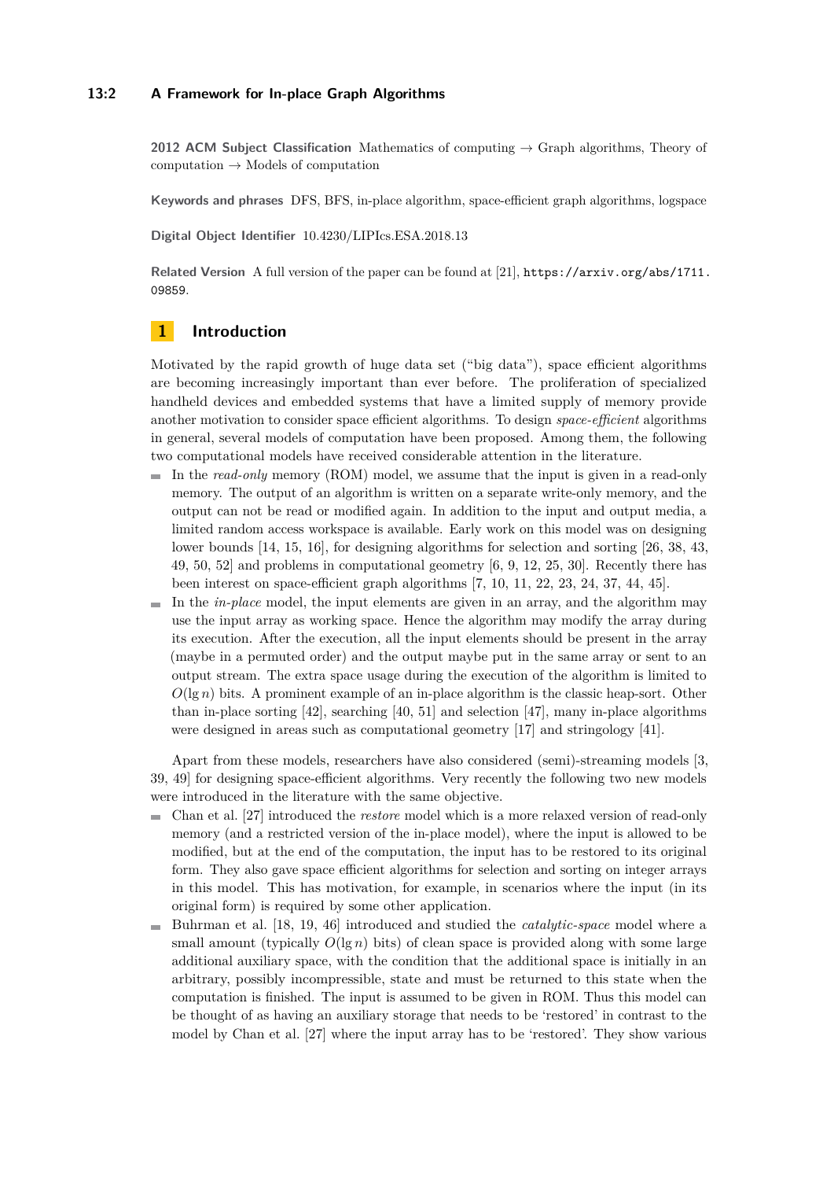**2012 ACM Subject Classification** Mathematics of computing → Graph algorithms, Theory of computation → Models of computation

**Keywords and phrases** DFS, BFS, in-place algorithm, space-efficient graph algorithms, logspace

**Digital Object Identifier** 10.4230/LIPIcs.ESA.2018.13

**Related Version** A full version of the paper can be found at [21], https://arxiv.org/abs/1711.09859.

## 1 Introduction

Motivated by the rapid growth of huge data set ("big data"), space efficient algorithms are becoming increasingly important than ever before. The proliferation of specialized handheld devices and embedded systems that have a limited supply of memory provide another motivation to consider space efficient algorithms. To design *space-efficient* algorithms in general, several models of computation have been proposed. Among them, the following two computational models have received considerable attention in the literature.

- In the *read-only* memory (ROM) model, we assume that the input is given in a read-only memory. The output of an algorithm is written on a separate write-only memory, and the output can not be read or modified again. In addition to the input and output media, a limited random access workspace is available. Early work on this model was on designing lower bounds [14, 15, 16], for designing algorithms for selection and sorting [26, 38, 43, 49, 50, 52] and problems in computational geometry [6, 9, 12, 25, 30]. Recently there has been interest on space-efficient graph algorithms [7, 10, 11, 22, 23, 24, 37, 44, 45].
- In the *in-place* model, the input elements are given in an array, and the algorithm may use the input array as working space. Hence the algorithm may modify the array during its execution. After the execution, all the input elements should be present in the array (maybe in a permuted order) and the output maybe put in the same array or sent to an output stream. The extra space usage during the execution of the algorithm is limited to $O(\lg n)$ bits. A prominent example of an in-place algorithm is the classic heap-sort. Other than in-place sorting [42], searching [40, 51] and selection [47], many in-place algorithms were designed in areas such as computational geometry [17] and stringology [41].

Apart from these models, researchers have also considered (semi)-streaming models [3, 39, 49] for designing space-efficient algorithms. Very recently the following two new models were introduced in the literature with the same objective.

- Chan et al. [27] introduced the *restore* model which is a more relaxed version of read-only memory (and a restricted version of the in-place model), where the input is allowed to be modified, but at the end of the computation, the input has to be restored to its original form. They also gave space efficient algorithms for selection and sorting on integer arrays in this model. This has motivation, for example, in scenarios where the input (in its original form) is required by some other application.
- Buhrman et al. [18, 19, 46] introduced and studied the *catalytic-space* model where a small amount (typically $O(\lg n)$ bits) of clean space is provided along with some large additional auxiliary space, with the condition that the additional space is initially in an arbitrary, possibly incompressible, state and must be returned to this state when the computation is finished. The input is assumed to be given in ROM. Thus this model can be thought of as having an auxiliary storage that needs to be 'restored' in contrast to the model by Chan et al. [27] where the input array has to be 'restored'. They show various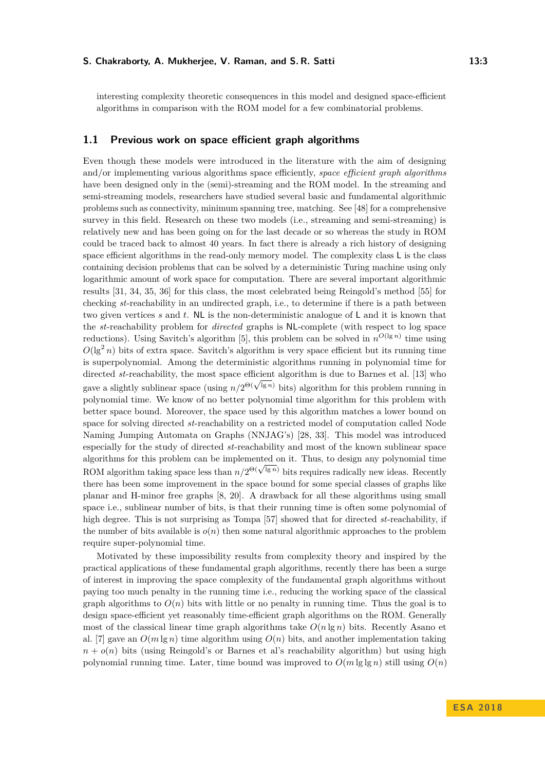interesting complexity theoretic consequences in this model and designed space-efficient algorithms in comparison with the ROM model for a few combinatorial problems.

## 1.1 Previous work on space efficient graph algorithms

Even though these models were introduced in the literature with the aim of designing and/or implementing various algorithms space efficiently, *space efficient graph algorithms* have been designed only in the (semi)-streaming and the ROM model. In the streaming and semi-streaming models, researchers have studied several basic and fundamental algorithmic problems such as connectivity, minimum spanning tree, matching. See [48] for a comprehensive survey in this field. Research on these two models (i.e., streaming and semi-streaming) is relatively new and has been going on for the last decade or so whereas the study in ROM could be traced back to almost 40 years. In fact there is already a rich history of designing space efficient algorithms in the read-only memory model. The complexity class L is the class containing decision problems that can be solved by a deterministic Turing machine using only logarithmic amount of work space for computation. There are several important algorithmic results [31, 34, 35, 36] for this class, the most celebrated being Reingold's method [55] for checking *st*-reachability in an undirected graph, i.e., to determine if there is a path between two given vertices $s$ and $t$. NL is the non-deterministic analogue of L and it is known that the *st*-reachability problem for *directed* graphs is NL-complete (with respect to log space reductions). Using Savitch's algorithm [5], this problem can be solved in $n^{O(\lg n)}$ time using $O(\lg^2 n)$ bits of extra space. Savitch's algorithm is very space efficient but its running time is superpolynomial. Among the deterministic algorithms running in polynomial time for directed *st*-reachability, the most space efficient algorithm is due to Barnes et al. [13] who gave a slightly sublinear space (using $n/2^{\Theta(\sqrt{\lg n})}$ bits) algorithm for this problem running in polynomial time. We know of no better polynomial time algorithm for this problem with better space bound. Moreover, the space used by this algorithm matches a lower bound on space for solving directed *st*-reachability on a restricted model of computation called Node Naming Jumping Automata on Graphs (NNJAG's) [28, 33]. This model was introduced especially for the study of directed *st*-reachability and most of the known sublinear space algorithms for this problem can be implemented on it. Thus, to design any polynomial time ROM algorithm taking space less than $n/2^{\Theta(\sqrt{\lg n})}$ bits requires radically new ideas. Recently there has been some improvement in the space bound for some special classes of graphs like planar and H-minor free graphs [8, 20]. A drawback for all these algorithms using small space i.e., sublinear number of bits, is that their running time is often some polynomial of high degree. This is not surprising as Tompa [57] showed that for directed *st*-reachability, if the number of bits available is $o(n)$ then some natural algorithmic approaches to the problem require super-polynomial time.

Motivated by these impossibility results from complexity theory and inspired by the practical applications of these fundamental graph algorithms, recently there has been a surge of interest in improving the space complexity of the fundamental graph algorithms without paying too much penalty in the running time i.e., reducing the working space of the classical graph algorithms to $O(n)$ bits with little or no penalty in running time. Thus the goal is to design space-efficient yet reasonably time-efficient graph algorithms on the ROM. Generally most of the classical linear time graph algorithms take $O(n \lg n)$ bits. Recently Asano et al. [7] gave an $O(m \lg n)$ time algorithm using $O(n)$ bits, and another implementation taking $n + o(n)$ bits (using Reingold's or Barnes et al's reachability algorithm) but using high polynomial running time. Later, time bound was improved to $O(m \lg \lg n)$ still using $O(n)$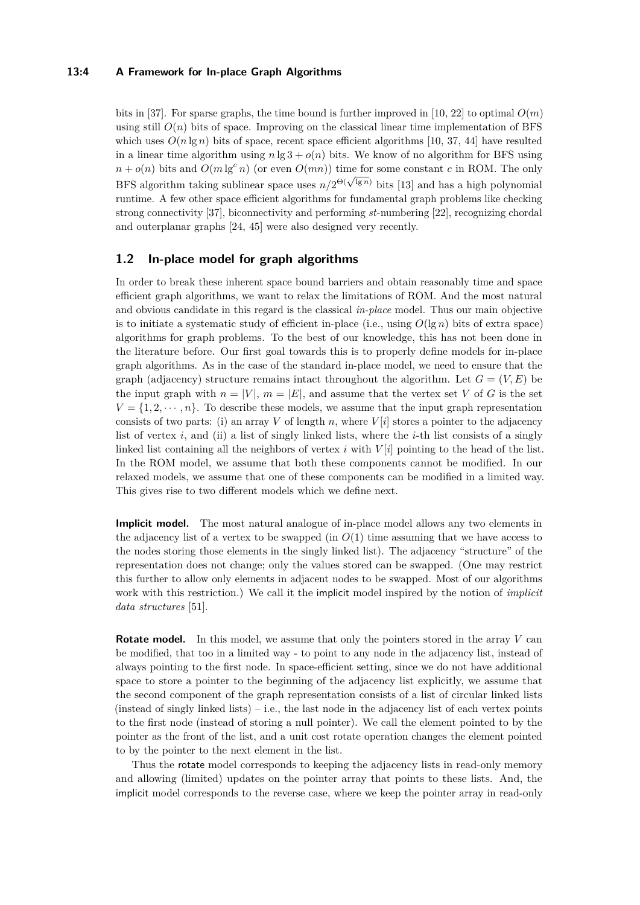bits in [37]. For sparse graphs, the time bound is further improved in [10, 22] to optimal $O(m)$ using still $O(n)$ bits of space. Improving on the classical linear time implementation of BFS which uses $O(n \lg n)$ bits of space, recent space efficient algorithms [10, 37, 44] have resulted in a linear time algorithm using $n \lg 3 + o(n)$ bits. We know of no algorithm for BFS using $n + o(n)$ bits and $O(m \lg^c n)$ (or even $O(mn)$) time for some constant $c$ in ROM. The only BFS algorithm taking sublinear space uses $n/2^{\Theta(\sqrt{\lg n})}$ bits [13] and has a high polynomial runtime. A few other space efficient algorithms for fundamental graph problems like checking strong connectivity [37], biconnectivity and performing *st*-numbering [22], recognizing chordal and outerplanar graphs [24, 45] were also designed very recently.

## 1.2 In-place model for graph algorithms

In order to break these inherent space bound barriers and obtain reasonably time and space efficient graph algorithms, we want to relax the limitations of ROM. And the most natural and obvious candidate in this regard is the classical *in-place* model. Thus our main objective is to initiate a systematic study of efficient in-place (i.e., using $O(\lg n)$ bits of extra space) algorithms for graph problems. To the best of our knowledge, this has not been done in the literature before. Our first goal towards this is to properly define models for in-place graph algorithms. As in the case of the standard in-place model, we need to ensure that the graph (adjacency) structure remains intact throughout the algorithm. Let $G = (V, E)$ be the input graph with $n = |V|$, $m = |E|$, and assume that the vertex set $V$ of $G$ is the set $V = \{1, 2, \cdots, n\}$. To describe these models, we assume that the input graph representation consists of two parts: (i) an array $V$ of length $n$, where $V[i]$ stores a pointer to the adjacency list of vertex $i$, and (ii) a list of singly linked lists, where the $i$-th list consists of a singly linked list containing all the neighbors of vertex $i$ with $V[i]$ pointing to the head of the list. In the ROM model, we assume that both these components cannot be modified. In our relaxed models, we assume that one of these components can be modified in a limited way. This gives rise to two different models which we define next.

**Implicit model.** The most natural analogue of in-place model allows any two elements in the adjacency list of a vertex to be swapped (in $O(1)$ time assuming that we have access to the nodes storing those elements in the singly linked list). The adjacency "structure" of the representation does not change; only the values stored can be swapped. (One may restrict this further to allow only elements in adjacent nodes to be swapped. Most of our algorithms work with this restriction.) We call it the implicit model inspired by the notion of *implicit data structures* [51].

**Rotate model.** In this model, we assume that only the pointers stored in the array $V$ can be modified, that too in a limited way - to point to any node in the adjacency list, instead of always pointing to the first node. In space-efficient setting, since we do not have additional space to store a pointer to the beginning of the adjacency list explicitly, we assume that the second component of the graph representation consists of a list of circular linked lists (instead of singly linked lists) – i.e., the last node in the adjacency list of each vertex points to the first node (instead of storing a null pointer). We call the element pointed to by the pointer as the front of the list, and a unit cost rotate operation changes the element pointed to by the pointer to the next element in the list.

Thus the rotate model corresponds to keeping the adjacency lists in read-only memory and allowing (limited) updates on the pointer array that points to these lists. And, the implicit model corresponds to the reverse case, where we keep the pointer array in read-only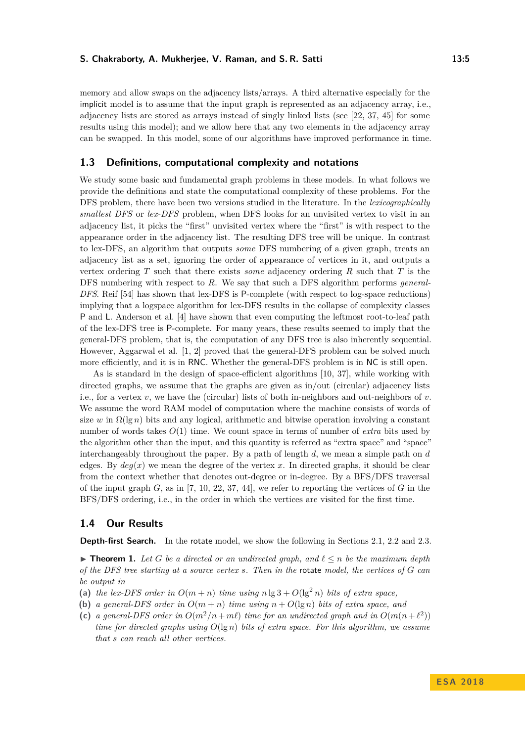memory and allow swaps on the adjacency lists/arrays. A third alternative especially for the implicit model is to assume that the input graph is represented as an adjacency array, i.e., adjacency lists are stored as arrays instead of singly linked lists (see [22, 37, 45] for some results using this model); and we allow here that any two elements in the adjacency array can be swapped. In this model, some of our algorithms have improved performance in time.

## 1.3 Definitions, computational complexity and notations

We study some basic and fundamental graph problems in these models. In what follows we provide the definitions and state the computational complexity of these problems. For the DFS problem, there have been two versions studied in the literature. In the *lexicographically smallest DFS* or *lex-DFS* problem, when DFS looks for an unvisited vertex to visit in an adjacency list, it picks the "first" unvisited vertex where the "first" is with respect to the appearance order in the adjacency list. The resulting DFS tree will be unique. In contrast to lex-DFS, an algorithm that outputs *some* DFS numbering of a given graph, treats an adjacency list as a set, ignoring the order of appearance of vertices in it, and outputs a vertex ordering $T$ such that there exists *some* adjacency ordering $R$ such that $T$ is the DFS numbering with respect to $R$. We say that such a DFS algorithm performs *general-DFS*. Reif [54] has shown that lex-DFS is P-complete (with respect to log-space reductions) implying that a logspace algorithm for lex-DFS results in the collapse of complexity classes P and L. Anderson et al. [4] have shown that even computing the leftmost root-to-leaf path of the lex-DFS tree is P-complete. For many years, these results seemed to imply that the general-DFS problem, that is, the computation of any DFS tree is also inherently sequential. However, Aggarwal et al. [1, 2] proved that the general-DFS problem can be solved much more efficiently, and it is in RNC. Whether the general-DFS problem is in NC is still open.

As is standard in the design of space-efficient algorithms [10, 37], while working with directed graphs, we assume that the graphs are given as in/out (circular) adjacency lists i.e., for a vertex $v$, we have the (circular) lists of both in-neighbors and out-neighbors of $v$. We assume the word RAM model of computation where the machine consists of words of size $w$ in $\Omega(\lg n)$ bits and any logical, arithmetic and bitwise operation involving a constant number of words takes $O(1)$ time. We count space in terms of number of *extra* bits used by the algorithm other than the input, and this quantity is referred as "extra space" and "space" interchangeably throughout the paper. By a path of length $d$, we mean a simple path on $d$ edges. By $deg(x)$ we mean the degree of the vertex $x$. In directed graphs, it should be clear from the context whether that denotes out-degree or in-degree. By a BFS/DFS traversal of the input graph $G$, as in [7, 10, 22, 37, 44], we refer to reporting the vertices of $G$ in the BFS/DFS ordering, i.e., in the order in which the vertices are visited for the first time.

## 1.4 Our Results

**Depth-first Search.** In the rotate model, we show the following in Sections 2.1, 2.2 and 2.3.

▶ **Theorem 1.** *Let $G$ be a directed or an undirected graph, and $\ell \leq n$ be the maximum depth of the DFS tree starting at a source vertex $s$. Then in the* rotate *model, the vertices of $G$ can be output in*

**(a)** *the lex-DFS order in $O(m + n)$ time using $n \lg 3 + O(\lg^2 n)$ bits of extra space,*

**(b)** *a general-DFS order in $O(m + n)$ time using $n + O(\lg n)$ bits of extra space, and*

**(c)** *a general-DFS order in $O(m^2/n + m\ell)$ time for an undirected graph and in $O(m(n + \ell^2))$ time for directed graphs using $O(\lg n)$ bits of extra space. For this algorithm, we assume that $s$ can reach all other vertices.*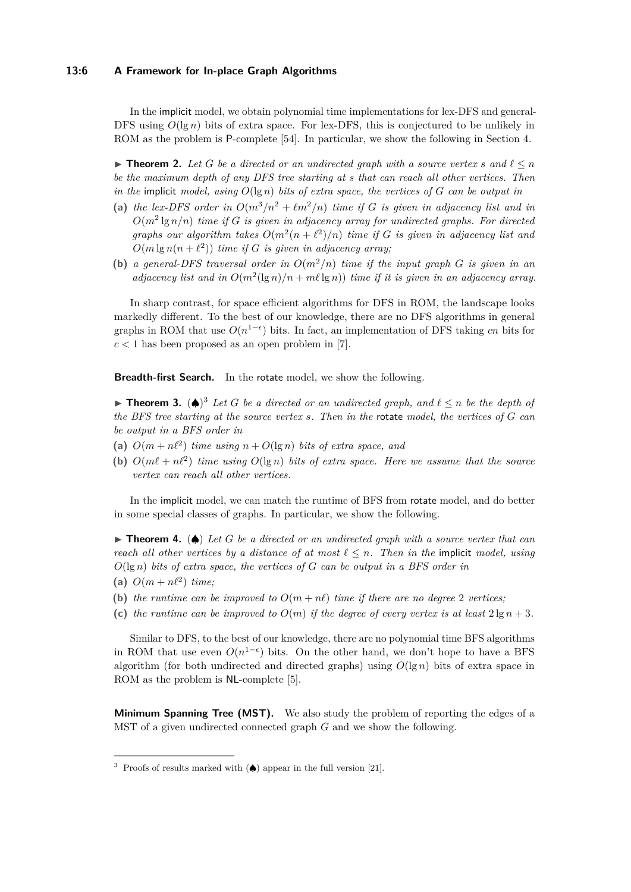In the implicit model, we obtain polynomial time implementations for lex-DFS and general-DFS using $O(\lg n)$ bits of extra space. For lex-DFS, this is conjectured to be unlikely in ROM as the problem is P-complete [54]. In particular, we show the following in Section 4.

► **Theorem 2.** *Let $G$ be a directed or an undirected graph with a source vertex $s$ and $\ell \leq n$ be the maximum depth of any DFS tree starting at $s$ that can reach all other vertices. Then in the implicit model, using $O(\lg n)$ bits of extra space, the vertices of $G$ can be output in*

**(a)** *the lex-DFS order in $O(m^3/n^2 + \ell m^2/n)$ time if $G$ is given in adjacency list and in $O(m^2 \lg n/n)$ time if $G$ is given in adjacency array for undirected graphs. For directed graphs our algorithm takes $O(m^2(n + \ell^2)/n)$ time if $G$ is given in adjacency list and $O(m \lg n(n + \ell^2))$ time if $G$ is given in adjacency array;*

**(b)** *a general-DFS traversal order in $O(m^2/n)$ time if the input graph $G$ is given in an adjacency list and in $O(m^2(\lg n)/n + m\ell \lg n))$ time if it is given in an adjacency array.*

In sharp contrast, for space efficient algorithms for DFS in ROM, the landscape looks markedly different. To the best of our knowledge, there are no DFS algorithms in general graphs in ROM that use $O(n^{1-\epsilon})$ bits. In fact, an implementation of DFS taking $cn$ bits for $c < 1$ has been proposed as an open problem in [7].

**Breadth-first Search.** In the rotate model, we show the following.

► **Theorem 3.** (♠)[3] *Let $G$ be a directed or an undirected graph, and $\ell \leq n$ be the depth of the BFS tree starting at the source vertex $s$. Then in the rotate model, the vertices of $G$ can be output in a BFS order in*

**(a)** *$O(m + n\ell^2)$ time using $n + O(\lg n)$ bits of extra space, and*

**(b)** *$O(m\ell + n\ell^2)$ time using $O(\lg n)$ bits of extra space. Here we assume that the source vertex can reach all other vertices.*

In the implicit model, we can match the runtime of BFS from rotate model, and do better in some special classes of graphs. In particular, we show the following.

► **Theorem 4.** (♠) *Let $G$ be a directed or an undirected graph with a source vertex that can reach all other vertices by a distance of at most $\ell \leq n$. Then in the implicit model, using $O(\lg n)$ bits of extra space, the vertices of $G$ can be output in a BFS order in*

**(a)** *$O(m + n\ell^2)$ time;*

**(b)** *the runtime can be improved to $O(m + n\ell)$ time if there are no degree 2 vertices;*

**(c)** *the runtime can be improved to $O(m)$ if the degree of every vertex is at least $2 \lg n + 3$.*

Similar to DFS, to the best of our knowledge, there are no polynomial time BFS algorithms in ROM that use even $O(n^{1-\epsilon})$ bits. On the other hand, we don't hope to have a BFS algorithm (for both undirected and directed graphs) using $O(\lg n)$ bits of extra space in ROM as the problem is NL-complete [5].

**Minimum Spanning Tree (MST).** We also study the problem of reporting the edges of a MST of a given undirected connected graph $G$ and we show the following.

---

[3] Proofs of results marked with (♠) appear in the full version [21].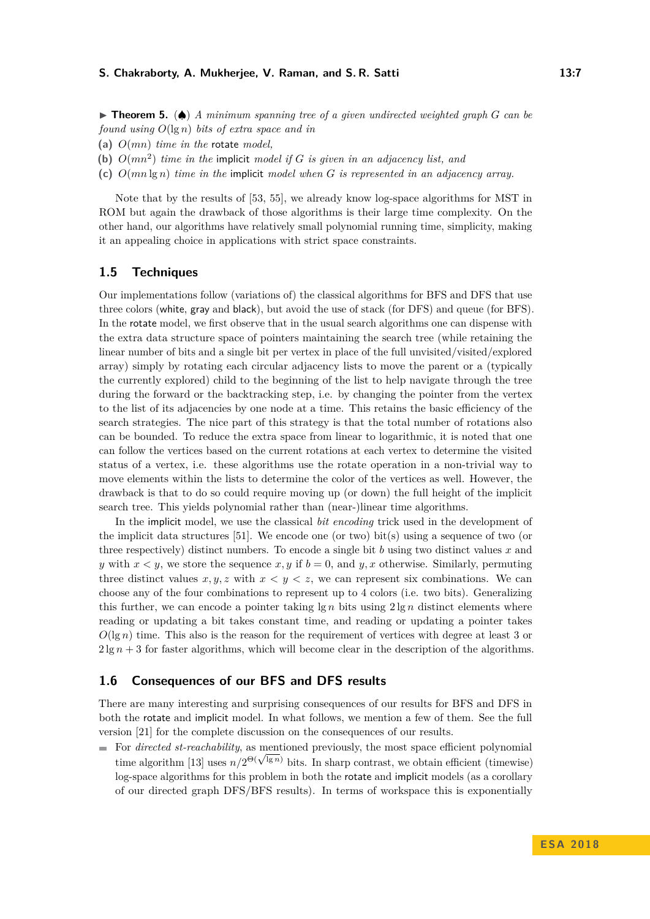▶ **Theorem 5.** (♠) *A minimum spanning tree of a given undirected weighted graph $G$ can be found using $O(\lg n)$ bits of extra space and in*

**(a)** *$O(mn)$ time in the* rotate *model,*

**(b)** *$O(mn^2)$ time in the* implicit *model if $G$ is given in an adjacency list, and*

**(c)** *$O(mn \lg n)$ time in the* implicit *model when $G$ is represented in an adjacency array.*

Note that by the results of [53, 55], we already know log-space algorithms for MST in ROM but again the drawback of those algorithms is their large time complexity. On the other hand, our algorithms have relatively small polynomial running time, simplicity, making it an appealing choice in applications with strict space constraints.

## 1.5 Techniques

Our implementations follow (variations of) the classical algorithms for BFS and DFS that use three colors (white, gray and black), but avoid the use of stack (for DFS) and queue (for BFS). In the rotate model, we first observe that in the usual search algorithms one can dispense with the extra data structure space of pointers maintaining the search tree (while retaining the linear number of bits and a single bit per vertex in place of the full unvisited/visited/explored array) simply by rotating each circular adjacency lists to move the parent or a (typically the currently explored) child to the beginning of the list to help navigate through the tree during the forward or the backtracking step, i.e. by changing the pointer from the vertex to the list of its adjacencies by one node at a time. This retains the basic efficiency of the search strategies. The nice part of this strategy is that the total number of rotations also can be bounded. To reduce the extra space from linear to logarithmic, it is noted that one can follow the vertices based on the current rotations at each vertex to determine the visited status of a vertex, i.e. these algorithms use the rotate operation in a non-trivial way to move elements within the lists to determine the color of the vertices as well. However, the drawback is that to do so could require moving up (or down) the full height of the implicit search tree. This yields polynomial rather than (near-)linear time algorithms.

In the implicit model, we use the classical *bit encoding* trick used in the development of the implicit data structures [51]. We encode one (or two) bit(s) using a sequence of two (or three respectively) distinct numbers. To encode a single bit $b$ using two distinct values $x$ and $y$ with $x < y$, we store the sequence $x, y$ if $b = 0$, and $y, x$ otherwise. Similarly, permuting three distinct values $x, y, z$ with $x < y < z$, we can represent six combinations. We can choose any of the four combinations to represent up to 4 colors (i.e. two bits). Generalizing this further, we can encode a pointer taking $\lg n$ bits using $2 \lg n$ distinct elements where reading or updating a bit takes constant time, and reading or updating a pointer takes $O(\lg n)$ time. This also is the reason for the requirement of vertices with degree at least 3 or $2 \lg n + 3$ for faster algorithms, which will become clear in the description of the algorithms.

## 1.6 Consequences of our BFS and DFS results

There are many interesting and surprising consequences of our results for BFS and DFS in both the rotate and implicit model. In what follows, we mention a few of them. See the full version [21] for the complete discussion on the consequences of our results.

- For *directed st-reachability*, as mentioned previously, the most space efficient polynomial time algorithm [13] uses $n/2^{\Theta(\sqrt{\lg n})}$ bits. In sharp contrast, we obtain efficient (timewise) log-space algorithms for this problem in both the rotate and implicit models (as a corollary of our directed graph DFS/BFS results). In terms of workspace this is exponentially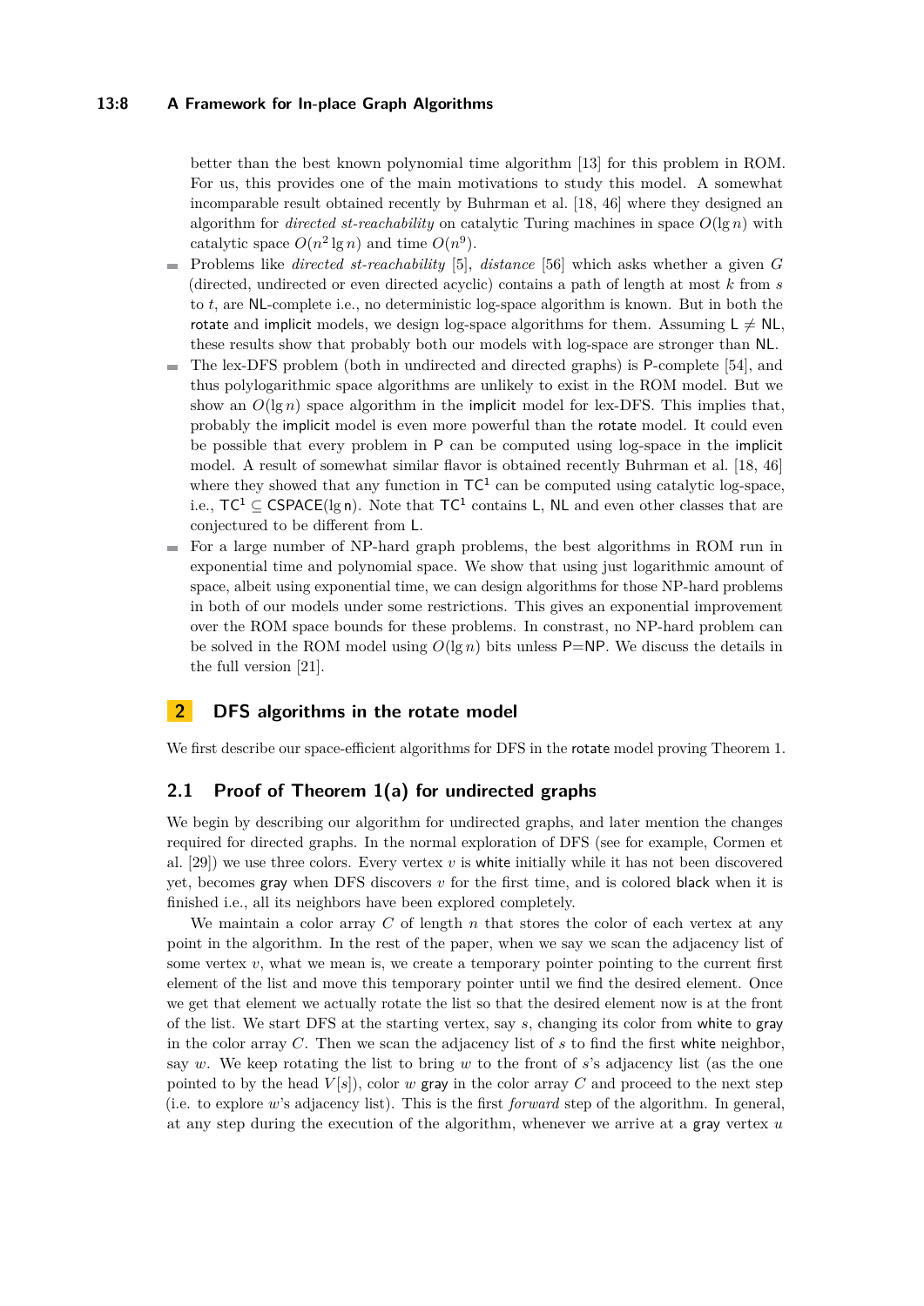better than the best known polynomial time algorithm [13] for this problem in ROM. For us, this provides one of the main motivations to study this model. A somewhat incomparable result obtained recently by Buhrman et al. [18, 46] where they designed an algorithm for *directed st-reachability* on catalytic Turing machines in space $O(\lg n)$ with catalytic space $O(n^2 \lg n)$ and time $O(n^9)$.

- Problems like *directed st-reachability* [5], *distance* [56] which asks whether a given $G$ (directed, undirected or even directed acyclic) contains a path of length at most $k$ from $s$ to $t$, are NL-complete i.e., no deterministic log-space algorithm is known. But in both the rotate and implicit models, we design log-space algorithms for them. Assuming $\mathsf{L} \neq \mathsf{NL}$, these results show that probably both our models with log-space are stronger than NL.
- The lex-DFS problem (both in undirected and directed graphs) is P-complete [54], and thus polylogarithmic space algorithms are unlikely to exist in the ROM model. But we show an $O(\lg n)$ space algorithm in the implicit model for lex-DFS. This implies that, probably the implicit model is even more powerful than the rotate model. It could even be possible that every problem in P can be computed using log-space in the implicit model. A result of somewhat similar flavor is obtained recently Buhrman et al. [18, 46] where they showed that any function in $\mathsf{TC}^1$ can be computed using catalytic log-space, i.e., $\mathsf{TC}^1 \subseteq \mathsf{CSPACE}(\lg n)$. Note that $\mathsf{TC}^1$ contains L, NL and even other classes that are conjectured to be different from L.
- For a large number of NP-hard graph problems, the best algorithms in ROM run in exponential time and polynomial space. We show that using just logarithmic amount of space, albeit using exponential time, we can design algorithms for those NP-hard problems in both of our models under some restrictions. This gives an exponential improvement over the ROM space bounds for these problems. In constrast, no NP-hard problem can be solved in the ROM model using $O(\lg n)$ bits unless P=NP. We discuss the details in the full version [21].

## 2 DFS algorithms in the rotate model

We first describe our space-efficient algorithms for DFS in the rotate model proving Theorem 1.

### 2.1 Proof of Theorem 1(a) for undirected graphs

We begin by describing our algorithm for undirected graphs, and later mention the changes required for directed graphs. In the normal exploration of DFS (see for example, Cormen et al. [29]) we use three colors. Every vertex $v$ is white initially while it has not been discovered yet, becomes gray when DFS discovers $v$ for the first time, and is colored black when it is finished i.e., all its neighbors have been explored completely.

We maintain a color array $C$ of length $n$ that stores the color of each vertex at any point in the algorithm. In the rest of the paper, when we say we scan the adjacency list of some vertex $v$, what we mean is, we create a temporary pointer pointing to the current first element of the list and move this temporary pointer until we find the desired element. Once we get that element we actually rotate the list so that the desired element now is at the front of the list. We start DFS at the starting vertex, say $s$, changing its color from white to gray in the color array $C$. Then we scan the adjacency list of $s$ to find the first white neighbor, say $w$. We keep rotating the list to bring $w$ to the front of $s$'s adjacency list (as the one pointed to by the head $V[s]$), color $w$ gray in the color array $C$ and proceed to the next step (i.e. to explore $w$'s adjacency list). This is the first *forward* step of the algorithm. In general, at any step during the execution of the algorithm, whenever we arrive at a gray vertex $u$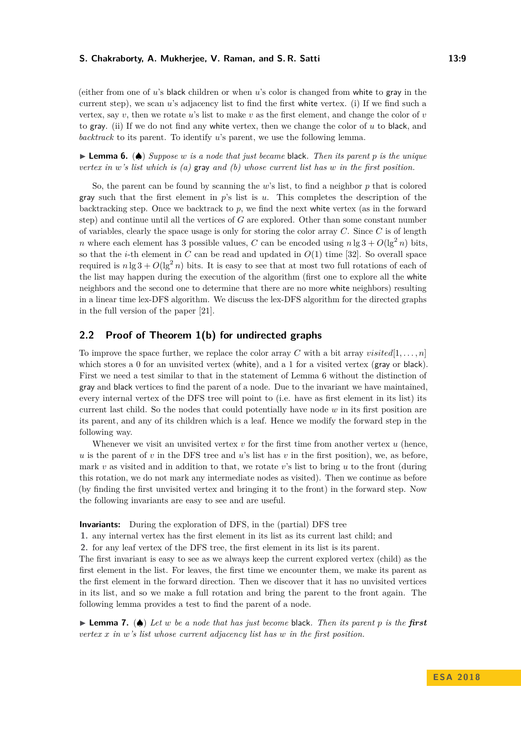(either from one of $u$'s black children or when $u$'s color is changed from white to gray in the current step), we scan $u$'s adjacency list to find the first white vertex. (i) If we find such a vertex, say $v$, then we rotate $u$'s list to make $v$ as the first element, and change the color of $v$ to gray. (ii) If we do not find any white vertex, then we change the color of $u$ to black, and *backtrack* to its parent. To identify $u$'s parent, we use the following lemma.

▶ **Lemma 6.** (♠) *Suppose $w$ is a node that just became* black*. Then its parent $p$ is the unique vertex in $w$'s list which is (a)* gray *and (b) whose current list has $w$ in the first position.*

So, the parent can be found by scanning the $w$'s list, to find a neighbor $p$ that is colored gray such that the first element in $p$'s list is $u$. This completes the description of the backtracking step. Once we backtrack to $p$, we find the next white vertex (as in the forward step) and continue until all the vertices of $G$ are explored. Other than some constant number of variables, clearly the space usage is only for storing the color array $C$. Since $C$ is of length $n$ where each element has 3 possible values, $C$ can be encoded using $n \lg 3 + O(\lg^2 n)$ bits, so that the $i$-th element in $C$ can be read and updated in $O(1)$ time [32]. So overall space required is $n \lg 3 + O(\lg^2 n)$ bits. It is easy to see that at most two full rotations of each of the list may happen during the execution of the algorithm (first one to explore all the white neighbors and the second one to determine that there are no more white neighbors) resulting in a linear time lex-DFS algorithm. We discuss the lex-DFS algorithm for the directed graphs in the full version of the paper [21].

## 2.2 Proof of Theorem 1(b) for undirected graphs

To improve the space further, we replace the color array $C$ with a bit array $visited[1, \ldots, n]$ which stores a 0 for an unvisited vertex (white), and a 1 for a visited vertex (gray or black). First we need a test similar to that in the statement of Lemma 6 without the distinction of gray and black vertices to find the parent of a node. Due to the invariant we have maintained, every internal vertex of the DFS tree will point to (i.e. have as first element in its list) its current last child. So the nodes that could potentially have node $w$ in its first position are its parent, and any of its children which is a leaf. Hence we modify the forward step in the following way.

Whenever we visit an unvisited vertex $v$ for the first time from another vertex $u$ (hence, $u$ is the parent of $v$ in the DFS tree and $u$'s list has $v$ in the first position), we, as before, mark $v$ as visited and in addition to that, we rotate $v$'s list to bring $u$ to the front (during this rotation, we do not mark any intermediate nodes as visited). Then we continue as before (by finding the first unvisited vertex and bringing it to the front) in the forward step. Now the following invariants are easy to see and are useful.

**Invariants:** During the exploration of DFS, in the (partial) DFS tree

1. any internal vertex has the first element in its list as its current last child; and
2. for any leaf vertex of the DFS tree, the first element in its list is its parent.

The first invariant is easy to see as we always keep the current explored vertex (child) as the first element in the list. For leaves, the first time we encounter them, we make its parent as the first element in the forward direction. Then we discover that it has no unvisited vertices in its list, and so we make a full rotation and bring the parent to the front again. The following lemma provides a test to find the parent of a node.

▶ **Lemma 7.** (♠) *Let $w$ be a node that has just become* black*. Then its parent $p$ is the* ***first*** *vertex $x$ in $w$'s list whose current adjacency list has $w$ in the first position.*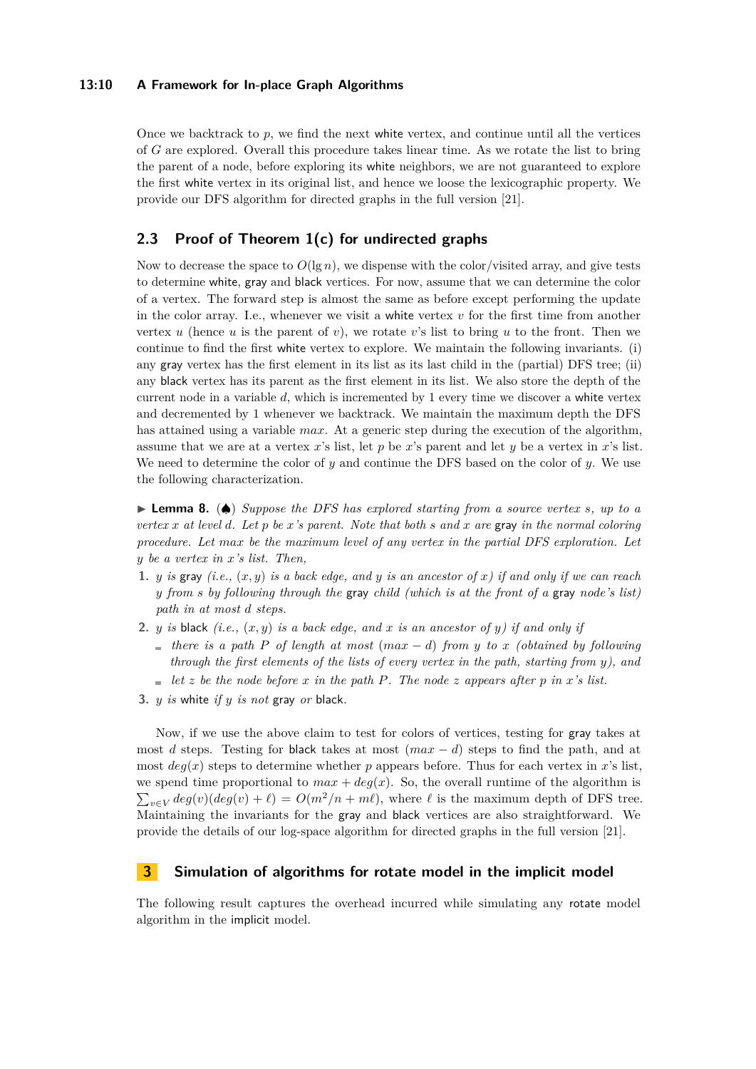Once we backtrack to $p$, we find the next white vertex, and continue until all the vertices of $G$ are explored. Overall this procedure takes linear time. As we rotate the list to bring the parent of a node, before exploring its white neighbors, we are not guaranteed to explore the first white vertex in its original list, and hence we loose the lexicographic property. We provide our DFS algorithm for directed graphs in the full version [21].

## 2.3 Proof of Theorem 1(c) for undirected graphs

Now to decrease the space to $O(\lg n)$, we dispense with the color/visited array, and give tests to determine white, gray and black vertices. For now, assume that we can determine the color of a vertex. The forward step is almost the same as before except performing the update in the color array. I.e., whenever we visit a white vertex $v$ for the first time from another vertex $u$ (hence $u$ is the parent of $v$), we rotate $v$'s list to bring $u$ to the front. Then we continue to find the first white vertex to explore. We maintain the following invariants. (i) any gray vertex has the first element in its list as its last child in the (partial) DFS tree; (ii) any black vertex has its parent as the first element in its list. We also store the depth of the current node in a variable $d$, which is incremented by 1 every time we discover a white vertex and decremented by 1 whenever we backtrack. We maintain the maximum depth the DFS has attained using a variable $max$. At a generic step during the execution of the algorithm, assume that we are at a vertex $x$'s list, let $p$ be $x$'s parent and let $y$ be a vertex in $x$'s list. We need to determine the color of $y$ and continue the DFS based on the color of $y$. We use the following characterization.

▶ **Lemma 8.** (♠) *Suppose the DFS has explored starting from a source vertex $s$, up to a vertex $x$ at level $d$. Let $p$ be $x$'s parent. Note that both $s$ and $x$ are* gray *in the normal coloring procedure. Let $max$ be the maximum level of any vertex in the partial DFS exploration. Let $y$ be a vertex in $x$'s list. Then,*

1. *$y$ is* gray *(i.e., $(x, y)$ is a back edge, and $y$ is an ancestor of $x$) if and only if we can reach $y$ from $s$ by following through the* gray *child (which is at the front of a* gray *node's list) path in at most $d$ steps.*
2. *$y$ is* black *(i.e., $(x, y)$ is a back edge, and $x$ is an ancestor of $y$) if and only if*
   - *there is a path $P$ of length at most $(max - d)$ from $y$ to $x$ (obtained by following through the first elements of the lists of every vertex in the path, starting from $y$), and*
   - *let $z$ be the node before $x$ in the path $P$. The node $z$ appears after $p$ in $x$'s list.*
3. *$y$ is* white *if $y$ is not* gray *or* black*.*

Now, if we use the above claim to test for colors of vertices, testing for gray takes at most $d$ steps. Testing for black takes at most $(max - d)$ steps to find the path, and at most $deg(x)$ steps to determine whether $p$ appears before. Thus for each vertex in $x$'s list, we spend time proportional to $max + deg(x)$. So, the overall runtime of the algorithm is $\sum_{v \in V} deg(v)(deg(v) + \ell) = O(m^2/n + m\ell)$, where $\ell$ is the maximum depth of DFS tree. Maintaining the invariants for the gray and black vertices are also straightforward. We provide the details of our log-space algorithm for directed graphs in the full version [21].

# 3 Simulation of algorithms for rotate model in the implicit model

The following result captures the overhead incurred while simulating any rotate model algorithm in the implicit model.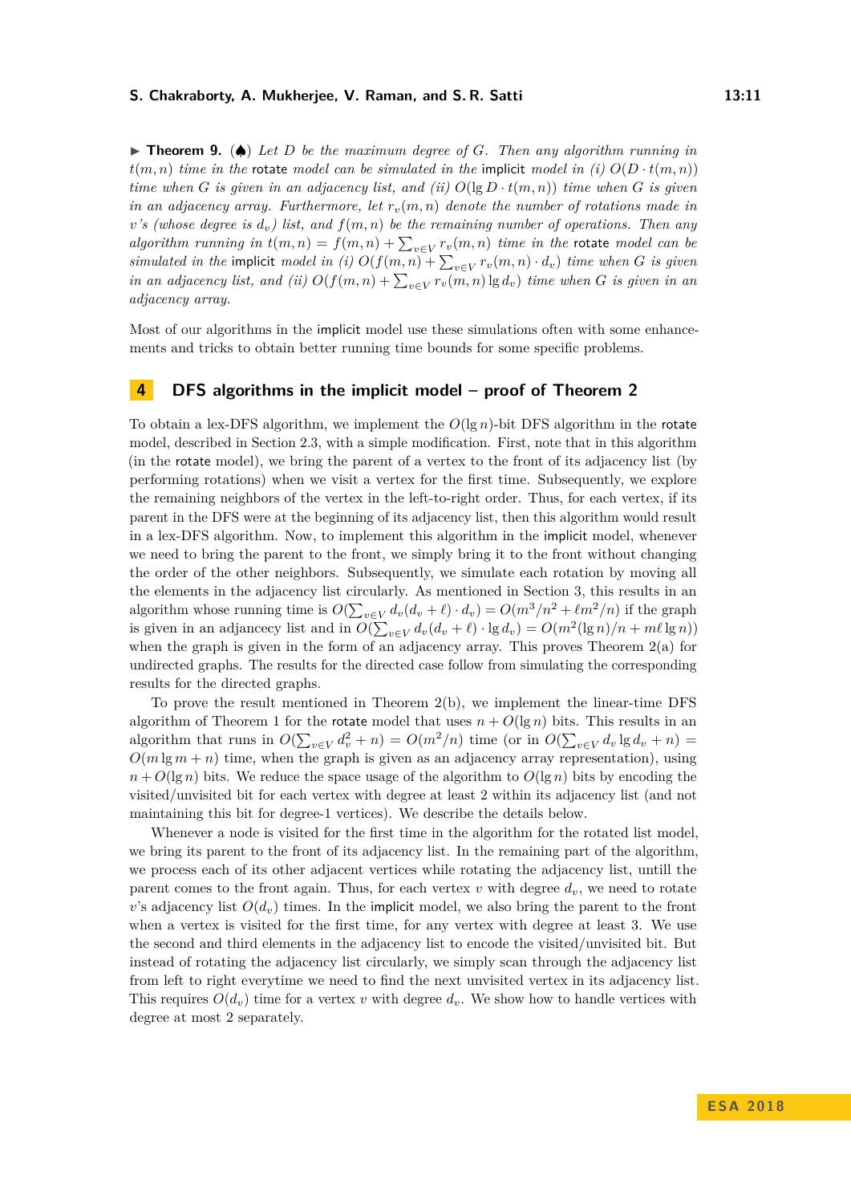▶ **Theorem 9.** (♠) *Let $D$ be the maximum degree of $G$. Then any algorithm running in $t(m,n)$ time in the* rotate *model can be simulated in the* implicit *model in (i) $O(D \cdot t(m,n))$ time when $G$ is given in an adjacency list, and (ii) $O(\lg D \cdot t(m,n))$ time when $G$ is given in an adjacency array. Furthermore, let $r_v(m,n)$ denote the number of rotations made in $v$'s (whose degree is $d_v$) list, and $f(m,n)$ be the remaining number of operations. Then any algorithm running in $t(m,n) = f(m,n) + \sum_{v \in V} r_v(m,n)$ time in the* rotate *model can be simulated in the* implicit *model in (i) $O(f(m,n) + \sum_{v \in V} r_v(m,n) \cdot d_v)$ time when $G$ is given in an adjacency list, and (ii) $O(f(m,n) + \sum_{v \in V} r_v(m,n) \lg d_v)$ time when $G$ is given in an adjacency array.*

Most of our algorithms in the implicit model use these simulations often with some enhancements and tricks to obtain better running time bounds for some specific problems.

## 4 DFS algorithms in the implicit model – proof of Theorem 2

To obtain a lex-DFS algorithm, we implement the $O(\lg n)$-bit DFS algorithm in the rotate model, described in Section 2.3, with a simple modification. First, note that in this algorithm (in the rotate model), we bring the parent of a vertex to the front of its adjacency list (by performing rotations) when we visit a vertex for the first time. Subsequently, we explore the remaining neighbors of the vertex in the left-to-right order. Thus, for each vertex, if its parent in the DFS were at the beginning of its adjacency list, then this algorithm would result in a lex-DFS algorithm. Now, to implement this algorithm in the implicit model, whenever we need to bring the parent to the front, we simply bring it to the front without changing the order of the other neighbors. Subsequently, we simulate each rotation by moving all the elements in the adjacency list circularly. As mentioned in Section 3, this results in an algorithm whose running time is $O(\sum_{v \in V} d_v(d_v + \ell) \cdot d_v) = O(m^3/n^2 + \ell m^2/n)$ if the graph is given in an adjacency list and in $O(\sum_{v \in V} d_v(d_v + \ell) \cdot \lg d_v) = O(m^2(\lg n)/n + m\ell \lg n))$ when the graph is given in the form of an adjacency array. This proves Theorem 2(a) for undirected graphs. The results for the directed case follow from simulating the corresponding results for the directed graphs.

To prove the result mentioned in Theorem 2(b), we implement the linear-time DFS algorithm of Theorem 1 for the rotate model that uses $n + O(\lg n)$ bits. This results in an algorithm that runs in $O(\sum_{v \in V} d_v^2 + n) = O(m^2/n)$ time (or in $O(\sum_{v \in V} d_v \lg d_v + n) = O(m \lg m + n)$ time, when the graph is given as an adjacency array representation), using $n + O(\lg n)$ bits. We reduce the space usage of the algorithm to $O(\lg n)$ bits by encoding the visited/unvisited bit for each vertex with degree at least 2 within its adjacency list (and not maintaining this bit for degree-1 vertices). We describe the details below.

Whenever a node is visited for the first time in the algorithm for the rotated list model, we bring its parent to the front of its adjacency list. In the remaining part of the algorithm, we process each of its other adjacent vertices while rotating the adjacency list, untill the parent comes to the front again. Thus, for each vertex $v$ with degree $d_v$, we need to rotate $v$'s adjacency list $O(d_v)$ times. In the implicit model, we also bring the parent to the front when a vertex is visited for the first time, for any vertex with degree at least 3. We use the second and third elements in the adjacency list to encode the visited/unvisited bit. But instead of rotating the adjacency list circularly, we simply scan through the adjacency list from left to right everytime we need to find the next unvisited vertex in its adjacency list. This requires $O(d_v)$ time for a vertex $v$ with degree $d_v$. We show how to handle vertices with degree at most 2 separately.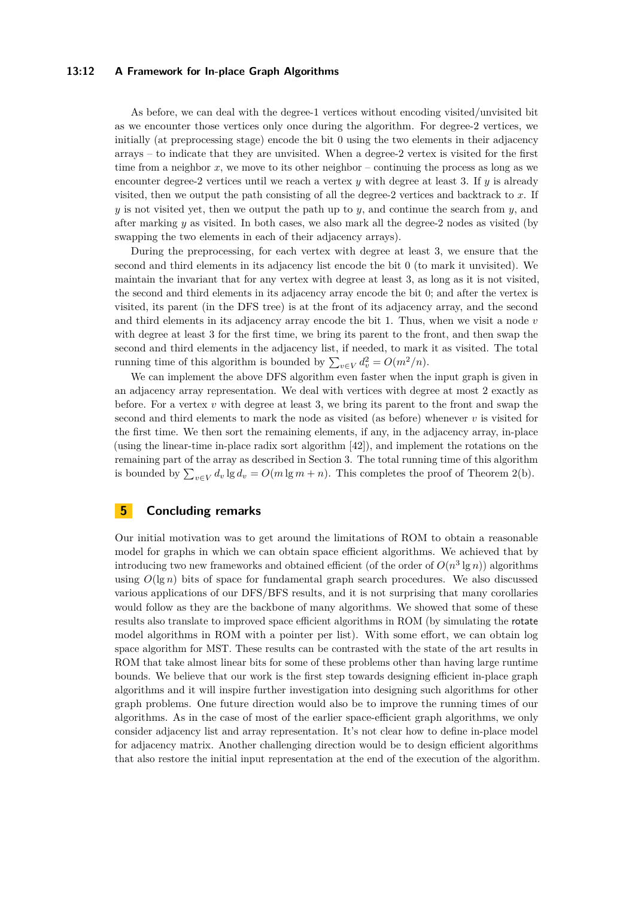As before, we can deal with the degree-1 vertices without encoding visited/unvisited bit as we encounter those vertices only once during the algorithm. For degree-2 vertices, we initially (at preprocessing stage) encode the bit 0 using the two elements in their adjacency arrays – to indicate that they are unvisited. When a degree-2 vertex is visited for the first time from a neighbor $x$, we move to its other neighbor – continuing the process as long as we encounter degree-2 vertices until we reach a vertex $y$ with degree at least 3. If $y$ is already visited, then we output the path consisting of all the degree-2 vertices and backtrack to $x$. If $y$ is not visited yet, then we output the path up to $y$, and continue the search from $y$, and after marking $y$ as visited. In both cases, we also mark all the degree-2 nodes as visited (by swapping the two elements in each of their adjacency arrays).

During the preprocessing, for each vertex with degree at least 3, we ensure that the second and third elements in its adjacency list encode the bit 0 (to mark it unvisited). We maintain the invariant that for any vertex with degree at least 3, as long as it is not visited, the second and third elements in its adjacency array encode the bit 0; and after the vertex is visited, its parent (in the DFS tree) is at the front of its adjacency array, and the second and third elements in its adjacency array encode the bit 1. Thus, when we visit a node $v$ with degree at least 3 for the first time, we bring its parent to the front, and then swap the second and third elements in the adjacency list, if needed, to mark it as visited. The total running time of this algorithm is bounded by $\sum_{v \in V} d_v^2 = O(m^2/n)$.

We can implement the above DFS algorithm even faster when the input graph is given in an adjacency array representation. We deal with vertices with degree at most 2 exactly as before. For a vertex $v$ with degree at least 3, we bring its parent to the front and swap the second and third elements to mark the node as visited (as before) whenever $v$ is visited for the first time. We then sort the remaining elements, if any, in the adjacency array, in-place (using the linear-time in-place radix sort algorithm [42]), and implement the rotations on the remaining part of the array as described in Section 3. The total running time of this algorithm is bounded by $\sum_{v \in V} d_v \lg d_v = O(m \lg m + n)$. This completes the proof of Theorem 2(b).

## 5 Concluding remarks

Our initial motivation was to get around the limitations of ROM to obtain a reasonable model for graphs in which we can obtain space efficient algorithms. We achieved that by introducing two new frameworks and obtained efficient (of the order of $O(n^3 \lg n)$) algorithms using $O(\lg n)$ bits of space for fundamental graph search procedures. We also discussed various applications of our DFS/BFS results, and it is not surprising that many corollaries would follow as they are the backbone of many algorithms. We showed that some of these results also translate to improved space efficient algorithms in ROM (by simulating the rotate model algorithms in ROM with a pointer per list). With some effort, we can obtain log space algorithm for MST. These results can be contrasted with the state of the art results in ROM that take almost linear bits for some of these problems other than having large runtime bounds. We believe that our work is the first step towards designing efficient in-place graph algorithms and it will inspire further investigation into designing such algorithms for other graph problems. One future direction would also be to improve the running times of our algorithms. As in the case of most of the earlier space-efficient graph algorithms, we only consider adjacency list and array representation. It's not clear how to define in-place model for adjacency matrix. Another challenging direction would be to design efficient algorithms that also restore the initial input representation at the end of the execution of the algorithm.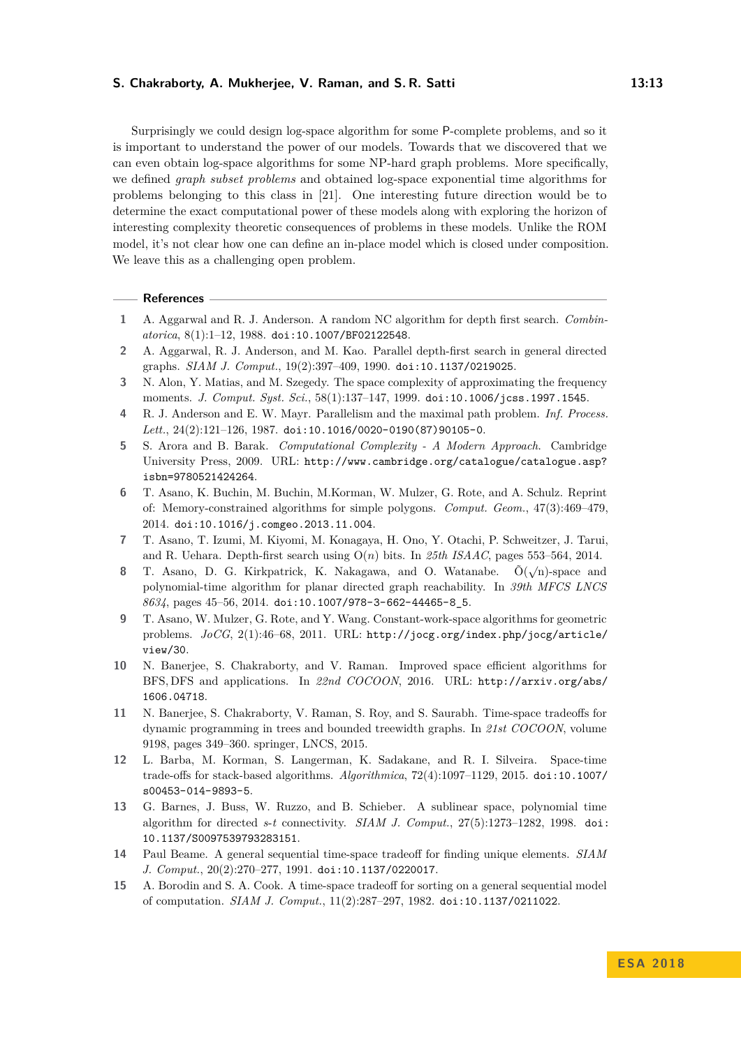Surprisingly we could design log-space algorithm for some P-complete problems, and so it is important to understand the power of our models. Towards that we discovered that we can even obtain log-space algorithms for some NP-hard graph problems. More specifically, we defined *graph subset problems* and obtained log-space exponential time algorithms for problems belonging to this class in [21]. One interesting future direction would be to determine the exact computational power of these models along with exploring the horizon of interesting complexity theoretic consequences of problems in these models. Unlike the ROM model, it's not clear how one can define an in-place model which is closed under composition. We leave this as a challenging open problem.

## References

1. A. Aggarwal and R. J. Anderson. A random NC algorithm for depth first search. *Combinatorica*, 8(1):1–12, 1988. doi:10.1007/BF02122548.
2. A. Aggarwal, R. J. Anderson, and M. Kao. Parallel depth-first search in general directed graphs. *SIAM J. Comput.*, 19(2):397–409, 1990. doi:10.1137/0219025.
3. N. Alon, Y. Matias, and M. Szegedy. The space complexity of approximating the frequency moments. *J. Comput. Syst. Sci.*, 58(1):137–147, 1999. doi:10.1006/jcss.1997.1545.
4. R. J. Anderson and E. W. Mayr. Parallelism and the maximal path problem. *Inf. Process. Lett.*, 24(2):121–126, 1987. doi:10.1016/0020-0190(87)90105-0.
5. S. Arora and B. Barak. *Computational Complexity - A Modern Approach*. Cambridge University Press, 2009. URL: http://www.cambridge.org/catalogue/catalogue.asp?isbn=9780521424264.
6. T. Asano, K. Buchin, M. Buchin, M.Korman, W. Mulzer, G. Rote, and A. Schulz. Reprint of: Memory-constrained algorithms for simple polygons. *Comput. Geom.*, 47(3):469–479, 2014. doi:10.1016/j.comgeo.2013.11.004.
7. T. Asano, T. Izumi, M. Kiyomi, M. Konagaya, H. Ono, Y. Otachi, P. Schweitzer, J. Tarui, and R. Uehara. Depth-first search using O($n$) bits. In *25th ISAAC*, pages 553–564, 2014.
8. T. Asano, D. G. Kirkpatrick, K. Nakagawa, and O. Watanabe. $\tilde{O}(\sqrt{n})$-space and polynomial-time algorithm for planar directed graph reachability. In *39th MFCS LNCS 8634*, pages 45–56, 2014. doi:10.1007/978-3-662-44465-8_5.
9. T. Asano, W. Mulzer, G. Rote, and Y. Wang. Constant-work-space algorithms for geometric problems. *JoCG*, 2(1):46–68, 2011. URL: http://jocg.org/index.php/jocg/article/view/30.
10. N. Banerjee, S. Chakraborty, and V. Raman. Improved space efficient algorithms for BFS, DFS and applications. In *22nd COCOON*, 2016. URL: http://arxiv.org/abs/1606.04718.
11. N. Banerjee, S. Chakraborty, V. Raman, S. Roy, and S. Saurabh. Time-space tradeoffs for dynamic programming in trees and bounded treewidth graphs. In *21st COCOON*, volume 9198, pages 349–360. springer, LNCS, 2015.
12. L. Barba, M. Korman, S. Langerman, K. Sadakane, and R. I. Silveira. Space-time trade-offs for stack-based algorithms. *Algorithmica*, 72(4):1097–1129, 2015. doi:10.1007/s00453-014-9893-5.
13. G. Barnes, J. Buss, W. Ruzzo, and B. Schieber. A sublinear space, polynomial time algorithm for directed *s-t* connectivity. *SIAM J. Comput.*, 27(5):1273–1282, 1998. doi:10.1137/S0097539793283151.
14. Paul Beame. A general sequential time-space tradeoff for finding unique elements. *SIAM J. Comput.*, 20(2):270–277, 1991. doi:10.1137/0220017.
15. A. Borodin and S. A. Cook. A time-space tradeoff for sorting on a general sequential model of computation. *SIAM J. Comput.*, 11(2):287–297, 1982. doi:10.1137/0211022.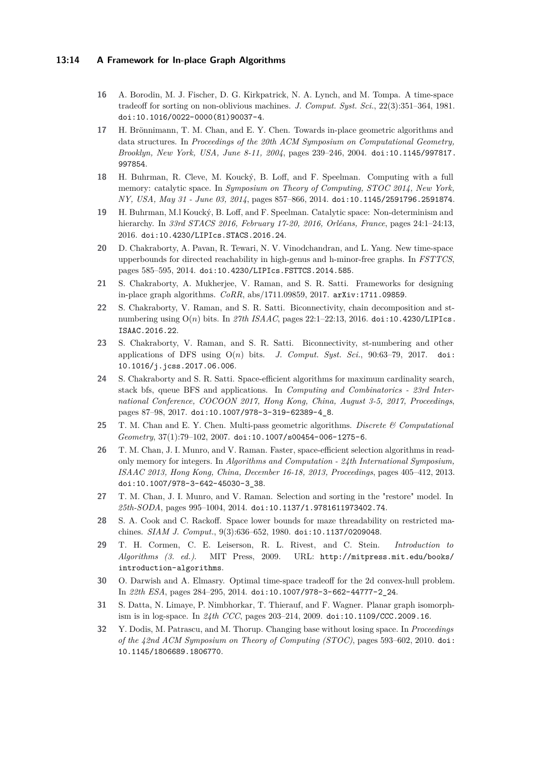16 A. Borodin, M. J. Fischer, D. G. Kirkpatrick, N. A. Lynch, and M. Tompa. A time-space tradeoff for sorting on non-oblivious machines. *J. Comput. Syst. Sci.*, 22(3):351–364, 1981. doi:10.1016/0022-0000(81)90037-4.

17 H. Brönnimann, T. M. Chan, and E. Y. Chen. Towards in-place geometric algorithms and data structures. In *Proceedings of the 20th ACM Symposium on Computational Geometry, Brooklyn, New York, USA, June 8-11, 2004*, pages 239–246, 2004. doi:10.1145/997817.997854.

18 H. Buhrman, R. Cleve, M. Koucký, B. Loff, and F. Speelman. Computing with a full memory: catalytic space. In *Symposium on Theory of Computing, STOC 2014, New York, NY, USA, May 31 - June 03, 2014*, pages 857–866, 2014. doi:10.1145/2591796.2591874.

19 H. Buhrman, M.l Koucký, B. Loff, and F. Speelman. Catalytic space: Non-determinism and hierarchy. In *33rd STACS 2016, February 17-20, 2016, Orléans, France*, pages 24:1–24:13, 2016. doi:10.4230/LIPIcs.STACS.2016.24.

20 D. Chakraborty, A. Pavan, R. Tewari, N. V. Vinodchandran, and L. Yang. New time-space upperbounds for directed reachability in high-genus and h-minor-free graphs. In *FSTTCS*, pages 585–595, 2014. doi:10.4230/LIPIcs.FSTTCS.2014.585.

21 S. Chakraborty, A. Mukherjee, V. Raman, and S. R. Satti. Frameworks for designing in-place graph algorithms. *CoRR*, abs/1711.09859, 2017. arXiv:1711.09859.

22 S. Chakraborty, V. Raman, and S. R. Satti. Biconnectivity, chain decomposition and st-numbering using O($n$) bits. In *27th ISAAC*, pages 22:1–22:13, 2016. doi:10.4230/LIPIcs.ISAAC.2016.22.

23 S. Chakraborty, V. Raman, and S. R. Satti. Biconnectivity, st-numbering and other applications of DFS using O($n$) bits. *J. Comput. Syst. Sci.*, 90:63–79, 2017. doi:10.1016/j.jcss.2017.06.006.

24 S. Chakraborty and S. R. Satti. Space-efficient algorithms for maximum cardinality search, stack bfs, queue BFS and applications. In *Computing and Combinatorics - 23rd International Conference, COCOON 2017, Hong Kong, China, August 3-5, 2017, Proceedings*, pages 87–98, 2017. doi:10.1007/978-3-319-62389-4_8.

25 T. M. Chan and E. Y. Chen. Multi-pass geometric algorithms. *Discrete & Computational Geometry*, 37(1):79–102, 2007. doi:10.1007/s00454-006-1275-6.

26 T. M. Chan, J. I. Munro, and V. Raman. Faster, space-efficient selection algorithms in read-only memory for integers. In *Algorithms and Computation - 24th International Symposium, ISAAC 2013, Hong Kong, China, December 16-18, 2013, Proceedings*, pages 405–412, 2013. doi:10.1007/978-3-642-45030-3_38.

27 T. M. Chan, J. I. Munro, and V. Raman. Selection and sorting in the "restore" model. In *25th-SODA*, pages 995–1004, 2014. doi:10.1137/1.9781611973402.74.

28 S. A. Cook and C. Rackoff. Space lower bounds for maze threadability on restricted machines. *SIAM J. Comput.*, 9(3):636–652, 1980. doi:10.1137/0209048.

29 T. H. Cormen, C. E. Leiserson, R. L. Rivest, and C. Stein. *Introduction to Algorithms (3. ed.)*. MIT Press, 2009. URL: http://mitpress.mit.edu/books/introduction-algorithms.

30 O. Darwish and A. Elmasry. Optimal time-space tradeoff for the 2d convex-hull problem. In *22th ESA*, pages 284–295, 2014. doi:10.1007/978-3-662-44777-2_24.

31 S. Datta, N. Limaye, P. Nimbhorkar, T. Thierauf, and F. Wagner. Planar graph isomorphism is in log-space. In *24th CCC*, pages 203–214, 2009. doi:10.1109/CCC.2009.16.

32 Y. Dodis, M. Patrascu, and M. Thorup. Changing base without losing space. In *Proceedings of the 42nd ACM Symposium on Theory of Computing (STOC)*, pages 593–602, 2010. doi:10.1145/1806689.1806770.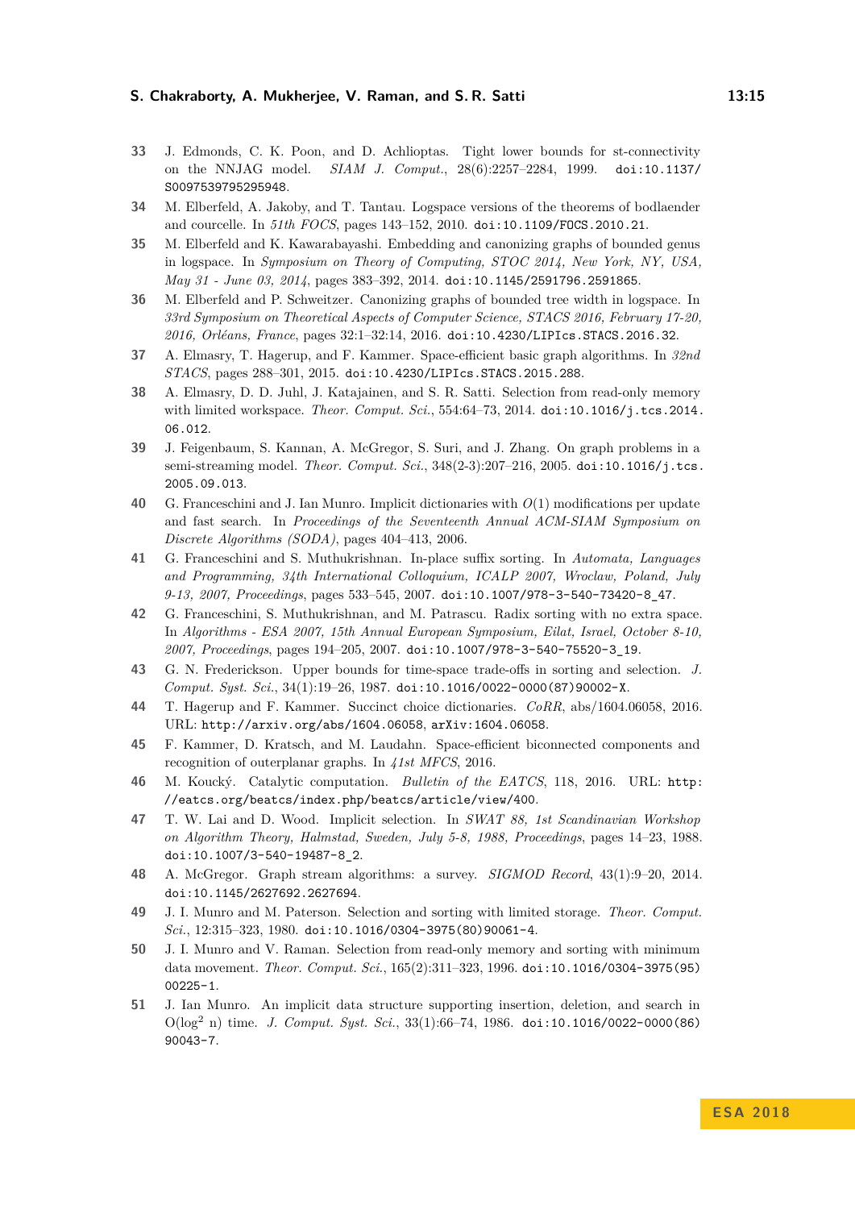33 J. Edmonds, C. K. Poon, and D. Achlioptas. Tight lower bounds for st-connectivity on the NNJAG model. *SIAM J. Comput.*, 28(6):2257–2284, 1999. doi:10.1137/S0097539795295948.

34 M. Elberfeld, A. Jakoby, and T. Tantau. Logspace versions of the theorems of bodlaender and courcelle. In *51th FOCS*, pages 143–152, 2010. doi:10.1109/FOCS.2010.21.

35 M. Elberfeld and K. Kawarabayashi. Embedding and canonizing graphs of bounded genus in logspace. In *Symposium on Theory of Computing, STOC 2014, New York, NY, USA, May 31 - June 03, 2014*, pages 383–392, 2014. doi:10.1145/2591796.2591865.

36 M. Elberfeld and P. Schweitzer. Canonizing graphs of bounded tree width in logspace. In *33rd Symposium on Theoretical Aspects of Computer Science, STACS 2016, February 17-20, 2016, Orléans, France*, pages 32:1–32:14, 2016. doi:10.4230/LIPIcs.STACS.2016.32.

37 A. Elmasry, T. Hagerup, and F. Kammer. Space-efficient basic graph algorithms. In *32nd STACS*, pages 288–301, 2015. doi:10.4230/LIPIcs.STACS.2015.288.

38 A. Elmasry, D. D. Juhl, J. Katajainen, and S. R. Satti. Selection from read-only memory with limited workspace. *Theor. Comput. Sci.*, 554:64–73, 2014. doi:10.1016/j.tcs.2014.06.012.

39 J. Feigenbaum, S. Kannan, A. McGregor, S. Suri, and J. Zhang. On graph problems in a semi-streaming model. *Theor. Comput. Sci.*, 348(2-3):207–216, 2005. doi:10.1016/j.tcs.2005.09.013.

40 G. Franceschini and J. Ian Munro. Implicit dictionaries with $O(1)$ modifications per update and fast search. In *Proceedings of the Seventeenth Annual ACM-SIAM Symposium on Discrete Algorithms (SODA)*, pages 404–413, 2006.

41 G. Franceschini and S. Muthukrishnan. In-place suffix sorting. In *Automata, Languages and Programming, 34th International Colloquium, ICALP 2007, Wroclaw, Poland, July 9-13, 2007, Proceedings*, pages 533–545, 2007. doi:10.1007/978-3-540-73420-8_47.

42 G. Franceschini, S. Muthukrishnan, and M. Patrascu. Radix sorting with no extra space. In *Algorithms - ESA 2007, 15th Annual European Symposium, Eilat, Israel, October 8-10, 2007, Proceedings*, pages 194–205, 2007. doi:10.1007/978-3-540-75520-3_19.

43 G. N. Frederickson. Upper bounds for time-space trade-offs in sorting and selection. *J. Comput. Syst. Sci.*, 34(1):19–26, 1987. doi:10.1016/0022-0000(87)90002-X.

44 T. Hagerup and F. Kammer. Succinct choice dictionaries. *CoRR*, abs/1604.06058, 2016. URL: http://arxiv.org/abs/1604.06058, arXiv:1604.06058.

45 F. Kammer, D. Kratsch, and M. Laudahn. Space-efficient biconnected components and recognition of outerplanar graphs. In *41st MFCS*, 2016.

46 M. Koucký. Catalytic computation. *Bulletin of the EATCS*, 118, 2016. URL: http://eatcs.org/beatcs/index.php/beatcs/article/view/400.

47 T. W. Lai and D. Wood. Implicit selection. In *SWAT 88, 1st Scandinavian Workshop on Algorithm Theory, Halmstad, Sweden, July 5-8, 1988, Proceedings*, pages 14–23, 1988. doi:10.1007/3-540-19487-8_2.

48 A. McGregor. Graph stream algorithms: a survey. *SIGMOD Record*, 43(1):9–20, 2014. doi:10.1145/2627692.2627694.

49 J. I. Munro and M. Paterson. Selection and sorting with limited storage. *Theor. Comput. Sci.*, 12:315–323, 1980. doi:10.1016/0304-3975(80)90061-4.

50 J. I. Munro and V. Raman. Selection from read-only memory and sorting with minimum data movement. *Theor. Comput. Sci.*, 165(2):311–323, 1996. doi:10.1016/0304-3975(95)00225-1.

51 J. Ian Munro. An implicit data structure supporting insertion, deletion, and search in O($\log^2$ n) time. *J. Comput. Syst. Sci.*, 33(1):66–74, 1986. doi:10.1016/0022-0000(86)90043-7.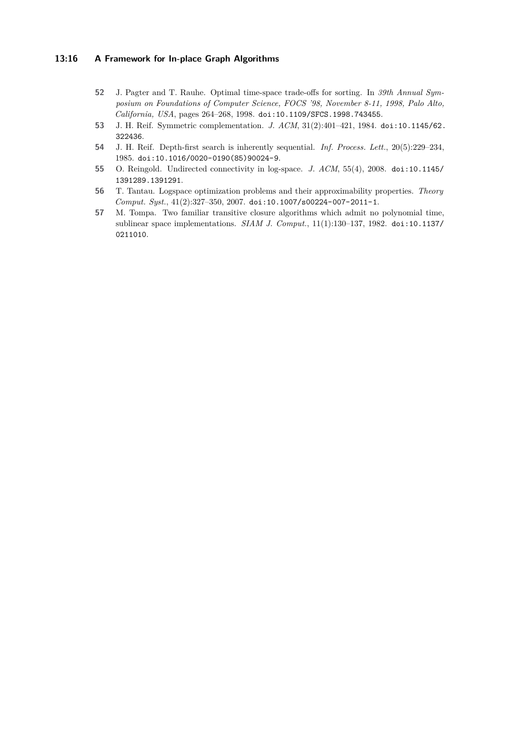52 J. Pagter and T. Rauhe. Optimal time-space trade-offs for sorting. In *39th Annual Symposium on Foundations of Computer Science, FOCS '98, November 8-11, 1998, Palo Alto, California, USA*, pages 264–268, 1998. doi:10.1109/SFCS.1998.743455.

53 J. H. Reif. Symmetric complementation. *J. ACM*, 31(2):401–421, 1984. doi:10.1145/62.322436.

54 J. H. Reif. Depth-first search is inherently sequential. *Inf. Process. Lett.*, 20(5):229–234, 1985. doi:10.1016/0020-0190(85)90024-9.

55 O. Reingold. Undirected connectivity in log-space. *J. ACM*, 55(4), 2008. doi:10.1145/1391289.1391291.

56 T. Tantau. Logspace optimization problems and their approximability properties. *Theory Comput. Syst.*, 41(2):327–350, 2007. doi:10.1007/s00224-007-2011-1.

57 M. Tompa. Two familiar transitive closure algorithms which admit no polynomial time, sublinear space implementations. *SIAM J. Comput.*, 11(1):130–137, 1982. doi:10.1137/0211010.